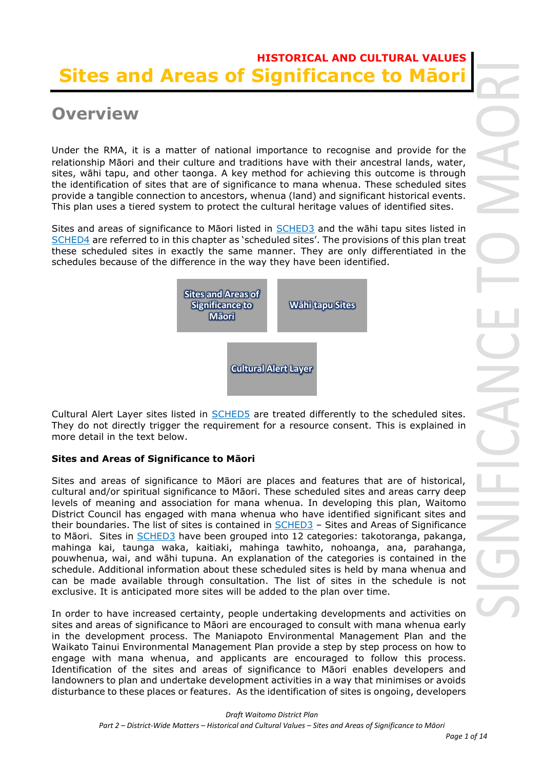**HISTORICAL AND CULTURAL VALUES**

# Sites and Areas of Significance to Māori

## Overview

Under the RMA, it is a matter of national importance to recognise and provide for the relationship Māori and their culture and traditions have with their ancestral lands, water, sites, wāhi tapu, and other taonga. A key method for achieving this outcome is through the identification of sites that are of significance to mana whenua. These scheduled sites provide a tangible connection to ancestors, whenua (land) and significant historical events. This plan uses a tiered system to protect the cultural heritage values of identified sites.

Sites and areas of significance to Māori listed in SCHED3 and the wāhi tapu sites listed in SCHED4 are referred to in this chapter as 'scheduled sites'. The provisions of this plan treat these scheduled sites in exactly the same manner. They are only differentiated in the schedules because of the difference in the way they have been identified.

Sites and Areas of Significance to Māori | Wāhi tapu Sites

Cultural Alert Layer

Cultural Alert Layer sites listed in SCHED5 are treated differently to the scheduled sites. They do not directly trigger the requirement for a resource consent. This is explained in more detail in the text below.

**Sites and Areas of Significance to Māori**

Sites and areas of significance to Māori are places and features that are of historical, cultural and/or spiritual significance to Māori. These scheduled sites and areas carry deep levels of meaning and association for mana whenua. In developing this plan, Waitomo District Council has engaged with mana whenua who have identified significant sites and their boundaries. The list of sites is contained in SCHED3 – Sites and Areas of Significance to Māori. Sites in SCHED3 have been grouped into 12 categories: takotoranga, pakanga, mahinga kai, taunga waka, kaitiaki, mahinga tawhito, nohoanga, ana, parahanga, pouwhenua, wai, and wāhi tupuna. An explanation of the categories is contained in the schedule. Additional information about these scheduled sites is held by mana whenua and can be made available through consultation. The list of sites in the schedule is not exclusive. It is anticipated more sites will be added to the plan over time.

In order to have increased certainty, people undertaking developments and activities on sites and areas of significance to Māori are encouraged to consult with mana whenua early in the development process. The Maniapoto Environmental Management Plan and the Waikato Tainui Environmental Management Plan provide a step by step process on how to engage with mana whenua, and applicants are encouraged to follow this process. Identification of the sites and areas of significance to Māori enables developers and landowners to plan and undertake development activities in a way that minimises or avoids disturbance to these places or features. As the identification of sites is ongoing, developers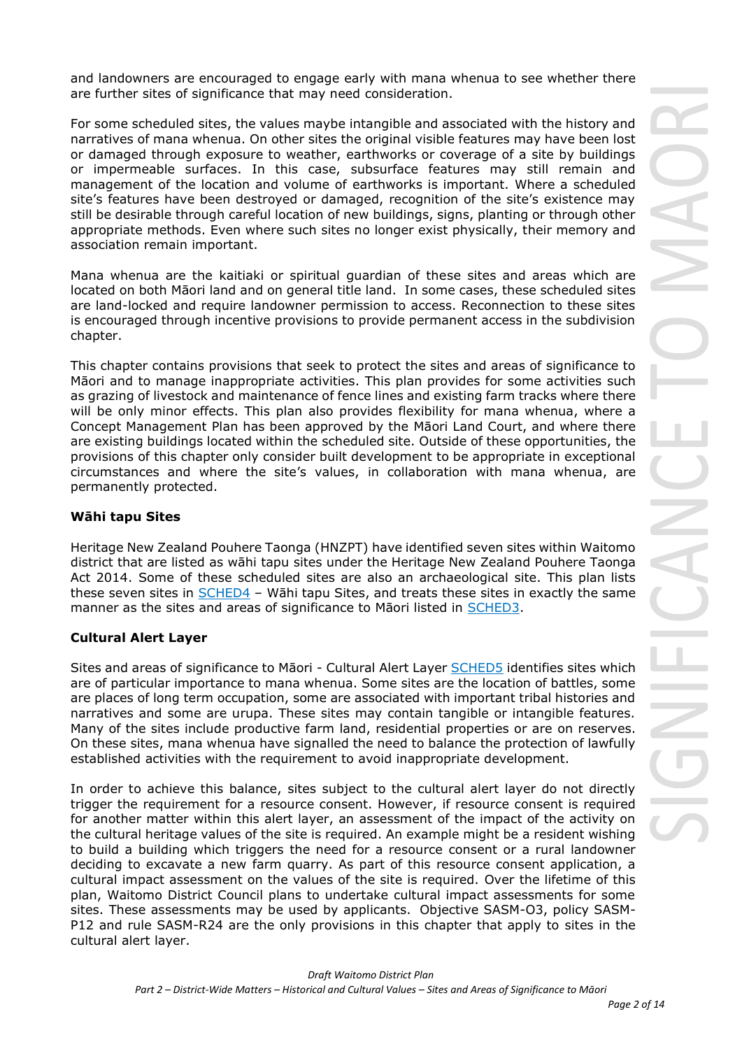and landowners are encouraged to engage early with mana whenua to see whether there are further sites of significance that may need consideration.

For some scheduled sites, the values maybe intangible and associated with the history and narratives of mana whenua. On other sites the original visible features may have been lost or damaged through exposure to weather, earthworks or coverage of a site by buildings or impermeable surfaces. In this case, subsurface features may still remain and management of the location and volume of earthworks is important. Where a scheduled site's features have been destroyed or damaged, recognition of the site's existence may still be desirable through careful location of new buildings, signs, planting or through other appropriate methods. Even where such sites no longer exist physically, their memory and association remain important.

Mana whenua are the kaitiaki or spiritual guardian of these sites and areas which are located on both Māori land and on general title land. In some cases, these scheduled sites are land-locked and require landowner permission to access. Reconnection to these sites is encouraged through incentive provisions to provide permanent access in the subdivision chapter.

This chapter contains provisions that seek to protect the sites and areas of significance to Māori and to manage inappropriate activities. This plan provides for some activities such as grazing of livestock and maintenance of fence lines and existing farm tracks where there will be only minor effects. This plan also provides flexibility for mana whenua, where a Concept Management Plan has been approved by the Māori Land Court, and where there are existing buildings located within the scheduled site. Outside of these opportunities, the provisions of this chapter only consider built development to be appropriate in exceptional circumstances and where the site's values, in collaboration with mana whenua, are permanently protected.

### Wāhi tapu Sites

Heritage New Zealand Pouhere Taonga (HNZPT) have identified seven sites within Waitomo district that are listed as wāhi tapu sites under the Heritage New Zealand Pouhere Taonga Act 2014. Some of these scheduled sites are also an archaeological site. This plan lists these seven sites in SCHED4 – Wāhi tapu Sites, and treats these sites in exactly the same manner as the sites and areas of significance to Māori listed in SCHED3.

### Cultural Alert Layer

Sites and areas of significance to Māori - Cultural Alert Layer SCHED5 identifies sites which are of particular importance to mana whenua. Some sites are the location of battles, some are places of long term occupation, some are associated with important tribal histories and narratives and some are urupa. These sites may contain tangible or intangible features. Many of the sites include productive farm land, residential properties or are on reserves. On these sites, mana whenua have signalled the need to balance the protection of lawfully established activities with the requirement to avoid inappropriate development.

In order to achieve this balance, sites subject to the cultural alert layer do not directly trigger the requirement for a resource consent. However, if resource consent is required for another matter within this alert layer, an assessment of the impact of the activity on the cultural heritage values of the site is required. An example might be a resident wishing to build a building which triggers the need for a resource consent or a rural landowner deciding to excavate a new farm quarry. As part of this resource consent application, a cultural impact assessment on the values of the site is required. Over the lifetime of this plan, Waitomo District Council plans to undertake cultural impact assessments for some sites. These assessments may be used by applicants. Objective SASM-O3, policy SASM-P12 and rule SASM-R24 are the only provisions in this chapter that apply to sites in the cultural alert layer.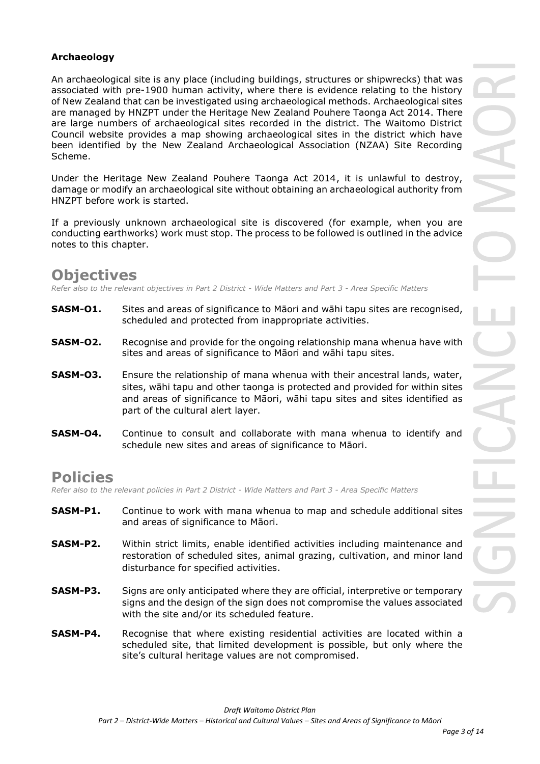### Archaeology

An archaeological site is any place (including buildings, structures or shipwrecks) that was associated with pre-1900 human activity, where there is evidence relating to the history of New Zealand that can be investigated using archaeological methods. Archaeological sites are managed by HNZPT under the Heritage New Zealand Pouhere Taonga Act 2014. There are large numbers of archaeological sites recorded in the district. The Waitomo District Council website provides a map showing archaeological sites in the district which have been identified by the New Zealand Archaeological Association (NZAA) Site Recording Scheme.

Under the Heritage New Zealand Pouhere Taonga Act 2014, it is unlawful to destroy, damage or modify an archaeological site without obtaining an archaeological authority from HNZPT before work is started.

If a previously unknown archaeological site is discovered (for example, when you are conducting earthworks) work must stop. The process to be followed is outlined in the advice notes to this chapter.

## Objectives

*Refer also to the relevant objectives in Part 2 District - Wide Matters and Part 3 - Area Specific Matters*

**SASM-O1.** Sites and areas of significance to Māori and wāhi tapu sites are recognised, scheduled and protected from inappropriate activities.

**SASM-O2.** Recognise and provide for the ongoing relationship mana whenua have with sites and areas of significance to Māori and wāhi tapu sites.

**SASM-O3.** Ensure the relationship of mana whenua with their ancestral lands, water, sites, wāhi tapu and other taonga is protected and provided for within sites and areas of significance to Māori, wāhi tapu sites and sites identified as part of the cultural alert layer.

**SASM-O4.** Continue to consult and collaborate with mana whenua to identify and schedule new sites and areas of significance to Māori.

## Policies

*Refer also to the relevant policies in Part 2 District - Wide Matters and Part 3 - Area Specific Matters*

**SASM-P1.** Continue to work with mana whenua to map and schedule additional sites and areas of significance to Māori.

**SASM-P2.** Within strict limits, enable identified activities including maintenance and restoration of scheduled sites, animal grazing, cultivation, and minor land disturbance for specified activities.

**SASM-P3.** Signs are only anticipated where they are official, interpretive or temporary signs and the design of the sign does not compromise the values associated with the site and/or its scheduled feature.

**SASM-P4.** Recognise that where existing residential activities are located within a scheduled site, that limited development is possible, but only where the site's cultural heritage values are not compromised.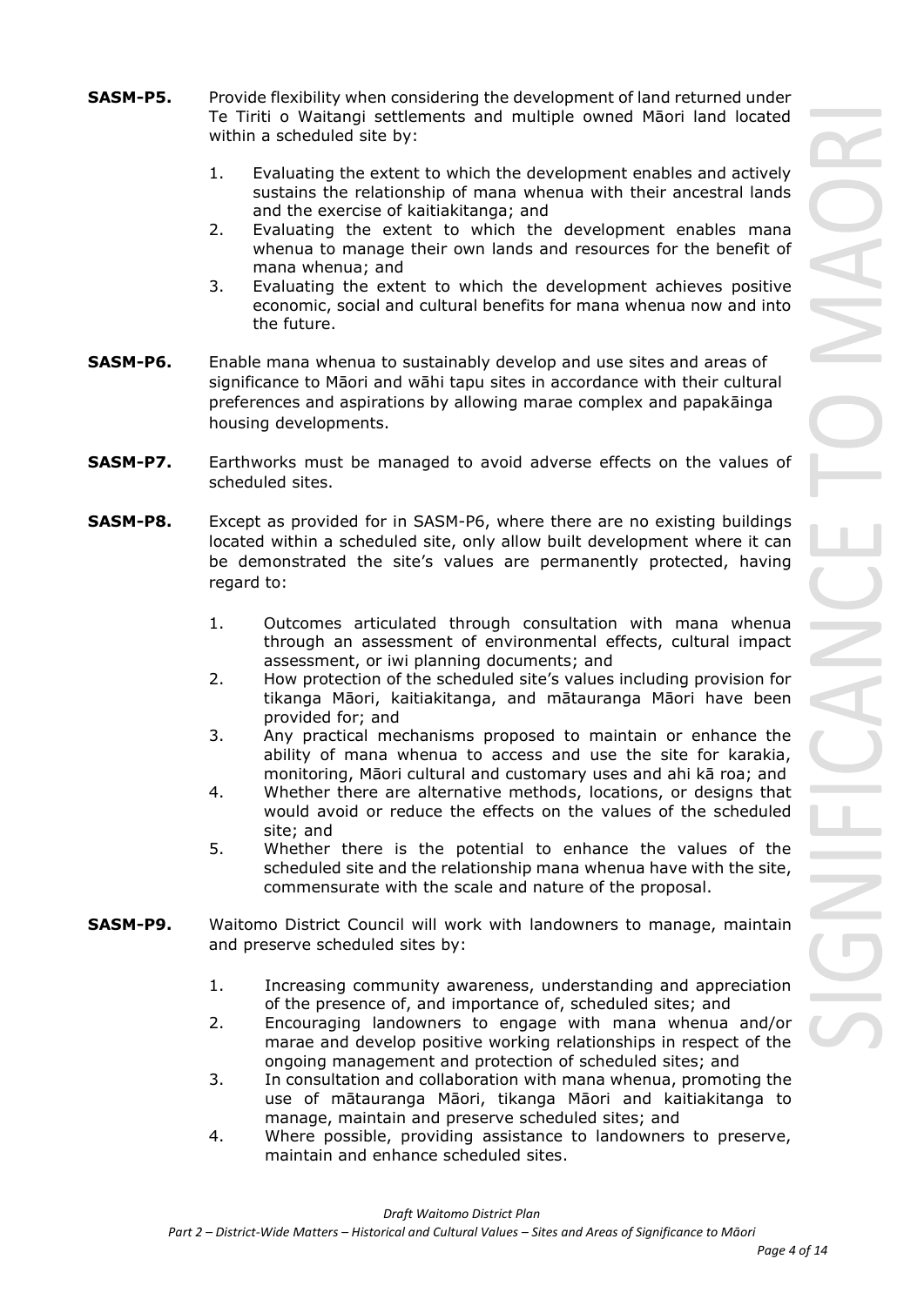**SASM-P5.** Provide flexibility when considering the development of land returned under Te Tiriti o Waitangi settlements and multiple owned Māori land located within a scheduled site by:

1. Evaluating the extent to which the development enables and actively sustains the relationship of mana whenua with their ancestral lands and the exercise of kaitiakitanga; and
2. Evaluating the extent to which the development enables mana whenua to manage their own lands and resources for the benefit of mana whenua; and
3. Evaluating the extent to which the development achieves positive economic, social and cultural benefits for mana whenua now and into the future.

**SASM-P6.** Enable mana whenua to sustainably develop and use sites and areas of significance to Māori and wāhi tapu sites in accordance with their cultural preferences and aspirations by allowing marae complex and papakāinga housing developments.

**SASM-P7.** Earthworks must be managed to avoid adverse effects on the values of scheduled sites.

**SASM-P8.** Except as provided for in SASM-P6, where there are no existing buildings located within a scheduled site, only allow built development where it can be demonstrated the site's values are permanently protected, having regard to:

1. Outcomes articulated through consultation with mana whenua through an assessment of environmental effects, cultural impact assessment, or iwi planning documents; and
2. How protection of the scheduled site's values including provision for tikanga Māori, kaitiakitanga, and mātauranga Māori have been provided for; and
3. Any practical mechanisms proposed to maintain or enhance the ability of mana whenua to access and use the site for karakia, monitoring, Māori cultural and customary uses and ahi kā roa; and
4. Whether there are alternative methods, locations, or designs that would avoid or reduce the effects on the values of the scheduled site; and
5. Whether there is the potential to enhance the values of the scheduled site and the relationship mana whenua have with the site, commensurate with the scale and nature of the proposal.

**SASM-P9.** Waitomo District Council will work with landowners to manage, maintain and preserve scheduled sites by:

1. Increasing community awareness, understanding and appreciation of the presence of, and importance of, scheduled sites; and
2. Encouraging landowners to engage with mana whenua and/or marae and develop positive working relationships in respect of the ongoing management and protection of scheduled sites; and
3. In consultation and collaboration with mana whenua, promoting the use of mātauranga Māori, tikanga Māori and kaitiakitanga to manage, maintain and preserve scheduled sites; and
4. Where possible, providing assistance to landowners to preserve, maintain and enhance scheduled sites.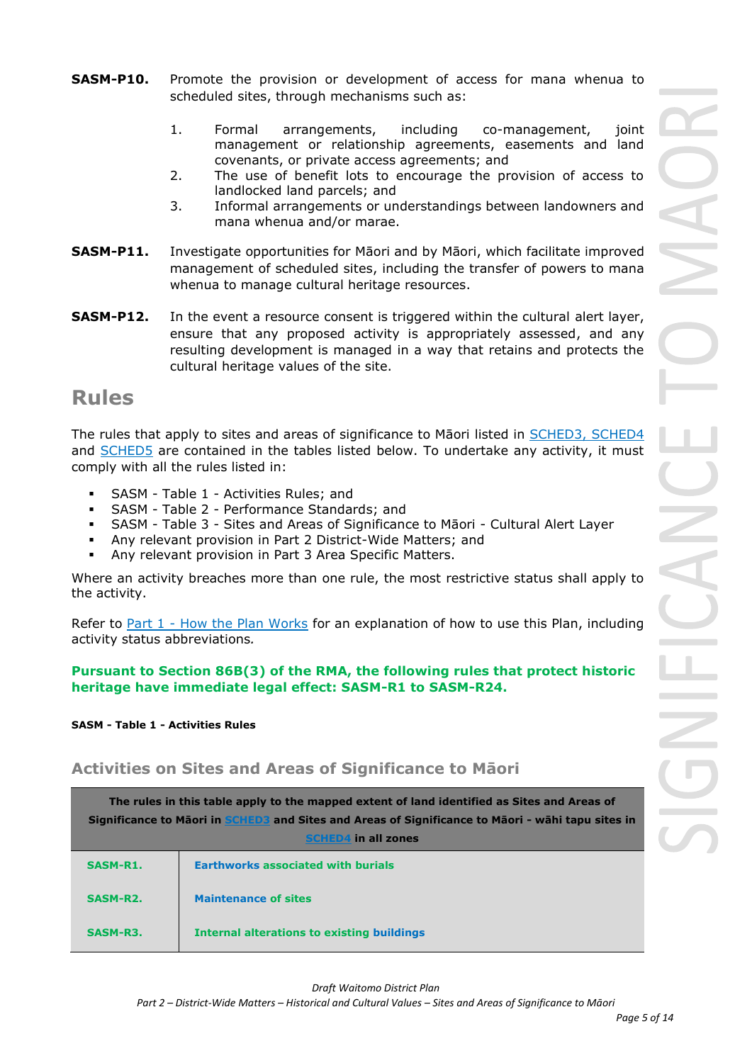**SASM-P10.** Promote the provision or development of access for mana whenua to scheduled sites, through mechanisms such as:

1. Formal arrangements, including co-management, joint management or relationship agreements, easements and land covenants, or private access agreements; and
2. The use of benefit lots to encourage the provision of access to landlocked land parcels; and
3. Informal arrangements or understandings between landowners and mana whenua and/or marae.

**SASM-P11.** Investigate opportunities for Māori and by Māori, which facilitate improved management of scheduled sites, including the transfer of powers to mana whenua to manage cultural heritage resources.

**SASM-P12.** In the event a resource consent is triggered within the cultural alert layer, ensure that any proposed activity is appropriately assessed, and any resulting development is managed in a way that retains and protects the cultural heritage values of the site.

## Rules

The rules that apply to sites and areas of significance to Māori listed in SCHED3, SCHED4 and SCHED5 are contained in the tables listed below. To undertake any activity, it must comply with all the rules listed in:

- SASM - Table 1 - Activities Rules; and
- SASM - Table 2 - Performance Standards; and
- SASM - Table 3 - Sites and Areas of Significance to Māori - Cultural Alert Layer
- Any relevant provision in Part 2 District-Wide Matters; and
- Any relevant provision in Part 3 Area Specific Matters.

Where an activity breaches more than one rule, the most restrictive status shall apply to the activity.

Refer to Part 1 - How the Plan Works for an explanation of how to use this Plan, including activity status abbreviations*.*

**Pursuant to Section 86B(3) of the RMA, the following rules that protect historic heritage have immediate legal effect: SASM-R1 to SASM-R24.**

**SASM - Table 1 - Activities Rules**

### Activities on Sites and Areas of Significance to Māori

| The rules in this table apply to the mapped extent of land identified as Sites and Areas of Significance to Māori in SCHED3 and Sites and Areas of Significance to Māori - wāhi tapu sites in SCHED4 in all zones | |
|---|---|
| **SASM-R1.** | **Earthworks associated with burials** |
| **SASM-R2.** | **Maintenance of sites** |
| **SASM-R3.** | **Internal alterations to existing buildings** |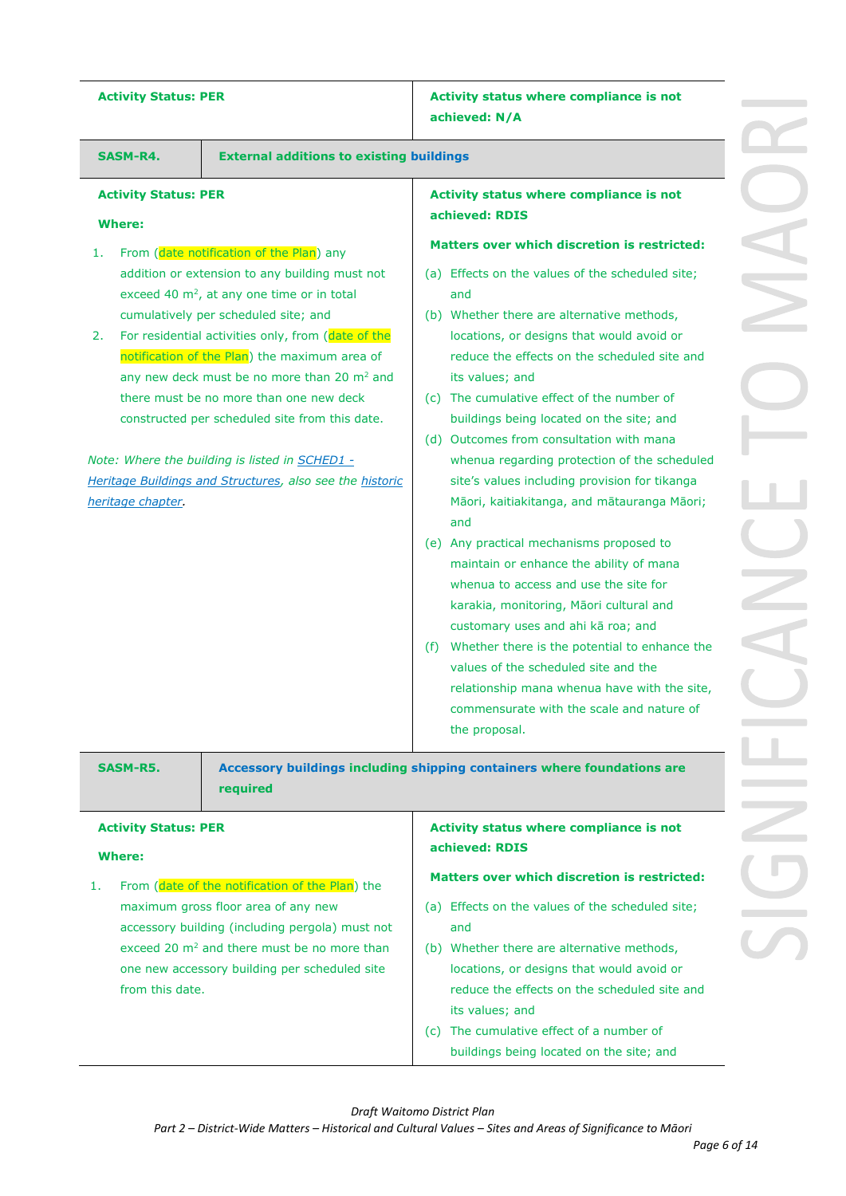| Activity Status: PER | Activity status where compliance is not achieved: N/A |
|---|---|

| **SASM-R4.** | **External additions to existing buildings** |
|---|---|

| **Activity Status: PER**<br><br>**Where:**<br><br>1. From (date notification of the Plan) any addition or extension to any building must not exceed 40 m$^2$, at any one time or in total cumulatively per scheduled site; and<br>2. For residential activities only, from (date of the notification of the Plan) the maximum area of any new deck must be no more than 20 m$^2$ and there must be no more than one new deck constructed per scheduled site from this date.<br><br>*Note: Where the building is listed in SCHED1 - Heritage Buildings and Structures, also see the historic heritage chapter.* | **Activity status where compliance is not achieved: RDIS**<br><br>**Matters over which discretion is restricted:**<br><br>(a) Effects on the values of the scheduled site; and<br>(b) Whether there are alternative methods, locations, or designs that would avoid or reduce the effects on the scheduled site and its values; and<br>(c) The cumulative effect of the number of buildings being located on the site; and<br>(d) Outcomes from consultation with mana whenua regarding protection of the scheduled site's values including provision for tikanga Māori, kaitiakitanga, and mātauranga Māori; and<br>(e) Any practical mechanisms proposed to maintain or enhance the ability of mana whenua to access and use the site for karakia, monitoring, Māori cultural and customary uses and ahi kā roa; and<br>(f) Whether there is the potential to enhance the values of the scheduled site and the relationship mana whenua have with the site, commensurate with the scale and nature of the proposal. |
|---|---|

| **SASM-R5.** | **Accessory buildings including shipping containers where foundations are required** |
|---|---|

| **Activity Status: PER**<br><br>**Where:**<br><br>1. From (date of the notification of the Plan) the maximum gross floor area of any new accessory building (including pergola) must not exceed 20 m$^2$ and there must be no more than one new accessory building per scheduled site from this date. | **Activity status where compliance is not achieved: RDIS**<br><br>**Matters over which discretion is restricted:**<br><br>(a) Effects on the values of the scheduled site; and<br>(b) Whether there are alternative methods, locations, or designs that would avoid or reduce the effects on the scheduled site and its values; and<br>(c) The cumulative effect of a number of buildings being located on the site; and |
|---|---|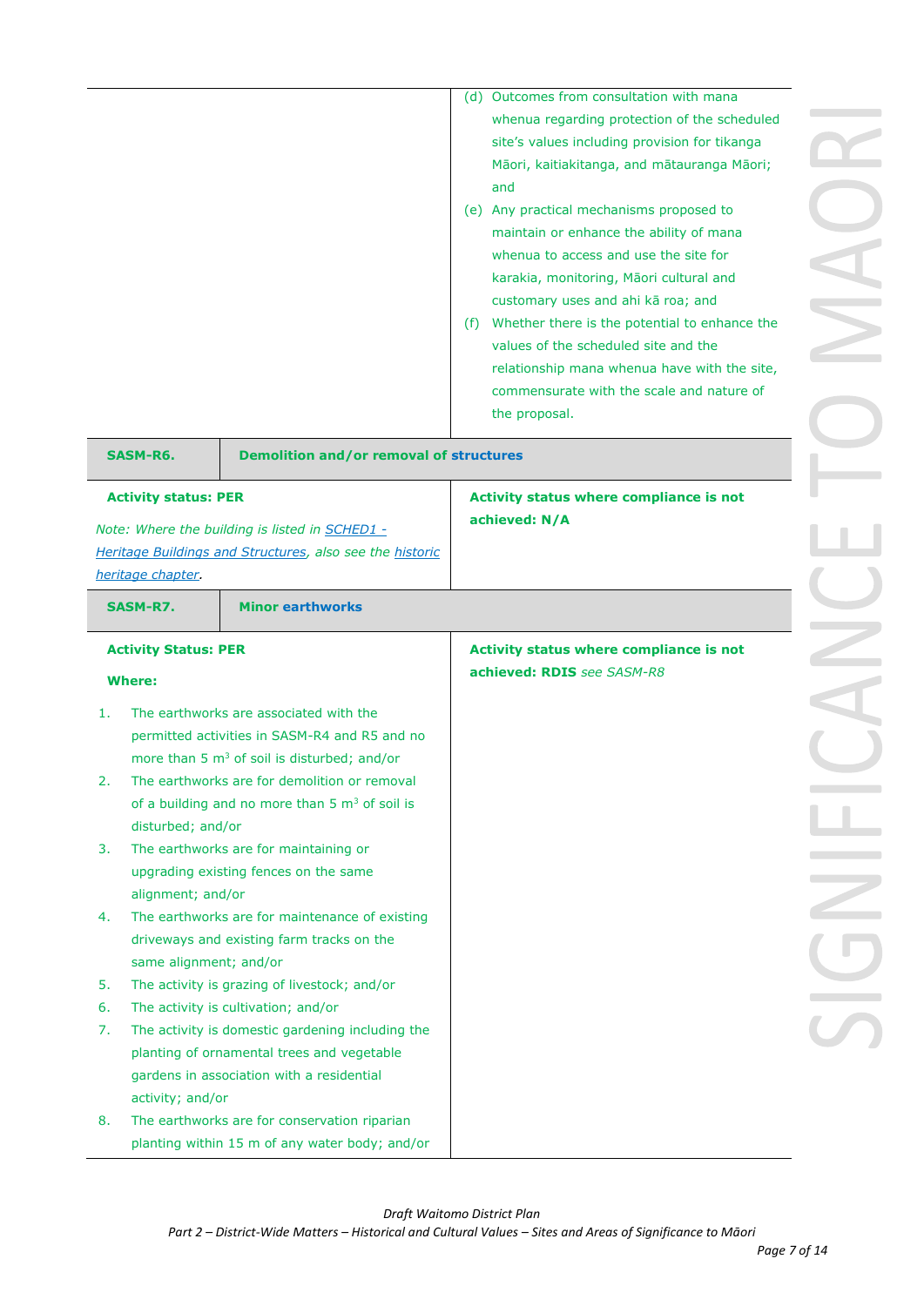| | |
|---|---|
| | (d) Outcomes from consultation with mana whenua regarding protection of the scheduled site's values including provision for tikanga Māori, kaitiakitanga, and mātauranga Māori; and<br>(e) Any practical mechanisms proposed to maintain or enhance the ability of mana whenua to access and use the site for karakia, monitoring, Māori cultural and customary uses and ahi kā roa; and<br>(f) Whether there is the potential to enhance the values of the scheduled site and the relationship mana whenua have with the site, commensurate with the scale and nature of the proposal. |
| **SASM-R6.** | **Demolition and/or removal of structures** |
| **Activity status: PER**<br><br>*Note: Where the building is listed in SCHED1 - Heritage Buildings and Structures, also see the historic heritage chapter.* | **Activity status where compliance is not achieved: N/A** |
| **SASM-R7.** | **Minor earthworks** |
| **Activity Status: PER**<br><br>**Where:**<br><br>1. The earthworks are associated with the permitted activities in SASM-R4 and R5 and no more than 5 m³ of soil is disturbed; and/or<br>2. The earthworks are for demolition or removal of a building and no more than 5 m³ of soil is disturbed; and/or<br>3. The earthworks are for maintaining or upgrading existing fences on the same alignment; and/or<br>4. The earthworks are for maintenance of existing driveways and existing farm tracks on the same alignment; and/or<br>5. The activity is grazing of livestock; and/or<br>6. The activity is cultivation; and/or<br>7. The activity is domestic gardening including the planting of ornamental trees and vegetable gardens in association with a residential activity; and/or<br>8. The earthworks are for conservation riparian planting within 15 m of any water body; and/or | **Activity status where compliance is not achieved: RDIS** *see SASM-R8* |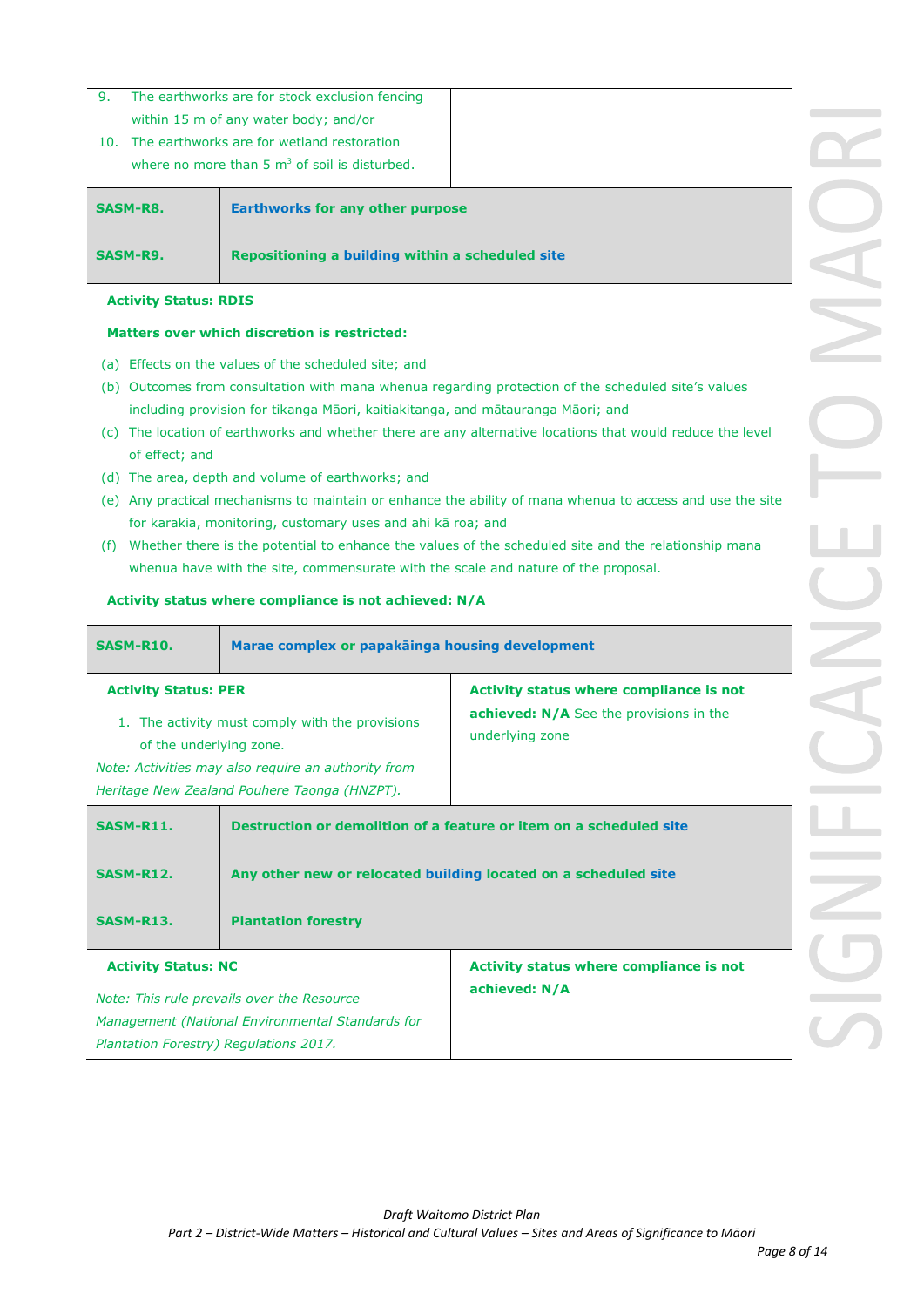9. The earthworks are for stock exclusion fencing within 15 m of any water body; and/or
10. The earthworks are for wetland restoration where no more than 5 $m^3$ of soil is disturbed.

| | |
|---|---|
| **SASM-R8.** | **Earthworks for any other purpose** |
| **SASM-R9.** | **Repositioning a building within a scheduled site** |

**Activity Status: RDIS**

**Matters over which discretion is restricted:**

(a) Effects on the values of the scheduled site; and
(b) Outcomes from consultation with mana whenua regarding protection of the scheduled site's values including provision for tikanga Māori, kaitiakitanga, and mātauranga Māori; and
(c) The location of earthworks and whether there are any alternative locations that would reduce the level of effect; and
(d) The area, depth and volume of earthworks; and
(e) Any practical mechanisms to maintain or enhance the ability of mana whenua to access and use the site for karakia, monitoring, customary uses and ahi kā roa; and
(f) Whether there is the potential to enhance the values of the scheduled site and the relationship mana whenua have with the site, commensurate with the scale and nature of the proposal.

**Activity status where compliance is not achieved: N/A**

| | |
|---|---|
| **SASM-R10.** | **Marae complex or papakāinga housing development** |
| **Activity Status: PER**<br>1. The activity must comply with the provisions of the underlying zone.<br>*Note: Activities may also require an authority from Heritage New Zealand Pouhere Taonga (HNZPT).* | **Activity status where compliance is not achieved: N/A** See the provisions in the underlying zone |

| | |
|---|---|
| **SASM-R11.** | **Destruction or demolition of a feature or item on a scheduled site** |
| **SASM-R12.** | **Any other new or relocated building located on a scheduled site** |
| **SASM-R13.** | **Plantation forestry** |
| **Activity Status: NC**<br>*Note: This rule prevails over the Resource Management (National Environmental Standards for Plantation Forestry) Regulations 2017.* | **Activity status where compliance is not achieved: N/A** |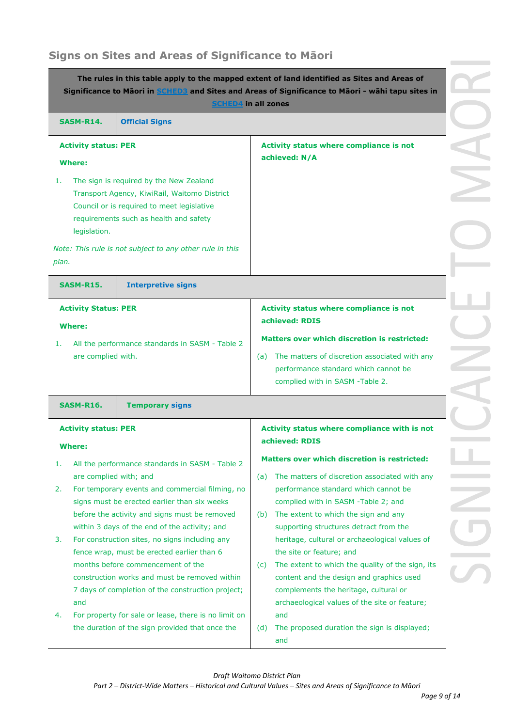## Signs on Sites and Areas of Significance to Māori

| The rules in this table apply to the mapped extent of land identified as Sites and Areas of Significance to Māori in SCHED3 and Sites and Areas of Significance to Māori - wāhi tapu sites in SCHED4 in all zones | |
|---|---|
| **SASM-R14.** | **Official Signs** |
| **Activity status: PER**<br><br>**Where:**<br><br>1. The sign is required by the New Zealand Transport Agency, KiwiRail, Waitomo District Council or is required to meet legislative requirements such as health and safety legislation.<br><br>*Note: This rule is not subject to any other rule in this plan.* | **Activity status where compliance is not achieved: N/A** |
| **SASM-R15.** | **Interpretive signs** |
| **Activity Status: PER**<br><br>**Where:**<br><br>1. All the performance standards in SASM - Table 2 are complied with. | **Activity status where compliance is not achieved: RDIS**<br><br>**Matters over which discretion is restricted:**<br><br>(a) The matters of discretion associated with any performance standard which cannot be complied with in SASM -Table 2. |
| **SASM-R16.** | **Temporary signs** |
| **Activity status: PER**<br><br>**Where:**<br><br>1. All the performance standards in SASM - Table 2 are complied with; and<br>2. For temporary events and commercial filming, no signs must be erected earlier than six weeks before the activity and signs must be removed within 3 days of the end of the activity; and<br>3. For construction sites, no signs including any fence wrap, must be erected earlier than 6 months before commencement of the construction works and must be removed within 7 days of completion of the construction project; and<br>4. For property for sale or lease, there is no limit on the duration of the sign provided that once the | **Activity status where compliance with is not achieved: RDIS**<br><br>**Matters over which discretion is restricted:**<br><br>(a) The matters of discretion associated with any performance standard which cannot be complied with in SASM -Table 2; and<br>(b) The extent to which the sign and any supporting structures detract from the heritage, cultural or archaeological values of the site or feature; and<br>(c) The extent to which the quality of the sign, its content and the design and graphics used complements the heritage, cultural or archaeological values of the site or feature; and<br>(d) The proposed duration the sign is displayed; and |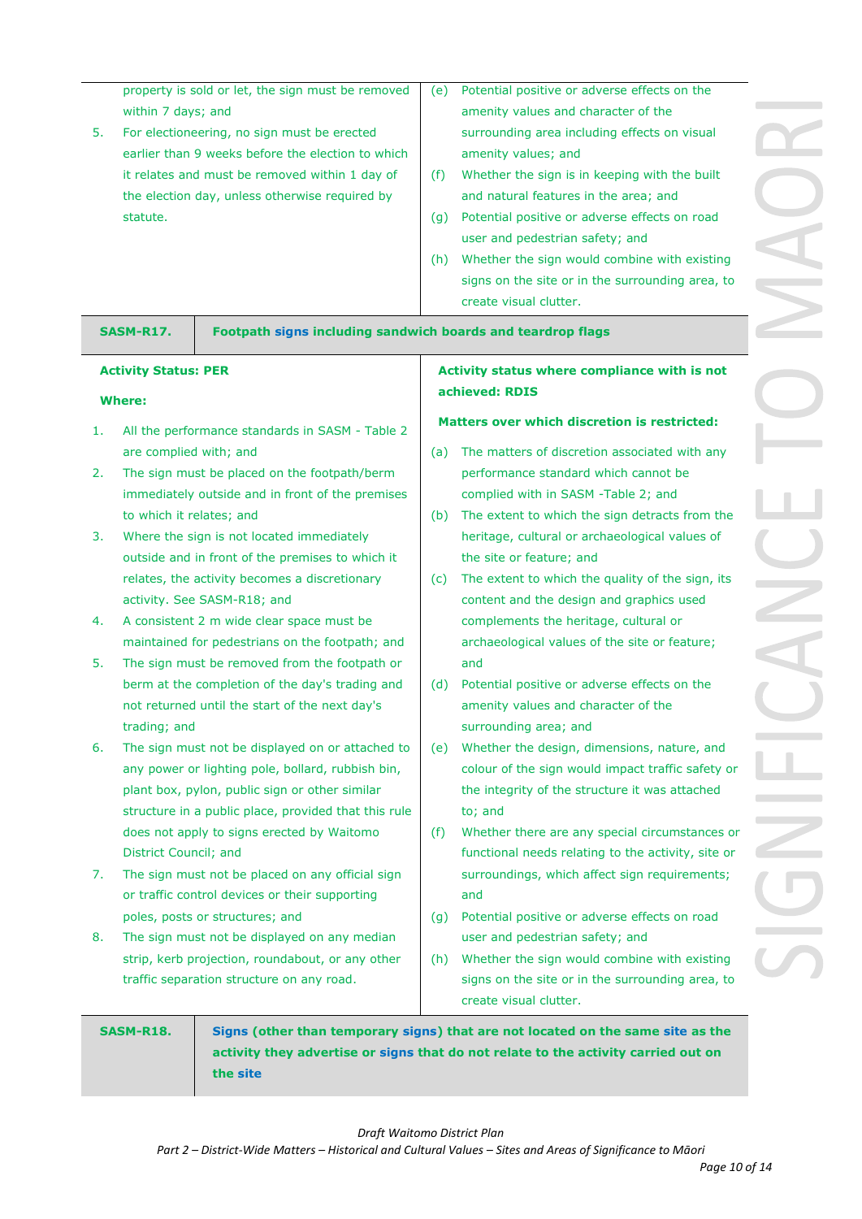| | |
|---|---|
| property is sold or let, the sign must be removed within 7 days; and<br>5. For electioneering, no sign must be erected earlier than 9 weeks before the election to which it relates and must be removed within 1 day of the election day, unless otherwise required by statute. | (e) Potential positive or adverse effects on the amenity values and character of the surrounding area including effects on visual amenity values; and<br>(f) Whether the sign is in keeping with the built and natural features in the area; and<br>(g) Potential positive or adverse effects on road user and pedestrian safety; and<br>(h) Whether the sign would combine with existing signs on the site or in the surrounding area, to create visual clutter. |

| **SASM-R17.** | **Footpath signs including sandwich boards and teardrop flags** |
|---|---|
| **Activity Status: PER**<br><br>**Where:**<br><br>1. All the performance standards in SASM - Table 2 are complied with; and<br>2. The sign must be placed on the footpath/berm immediately outside and in front of the premises to which it relates; and<br>3. Where the sign is not located immediately outside and in front of the premises to which it relates, the activity becomes a discretionary activity. See SASM-R18; and<br>4. A consistent 2 m wide clear space must be maintained for pedestrians on the footpath; and<br>5. The sign must be removed from the footpath or berm at the completion of the day's trading and not returned until the start of the next day's trading; and<br>6. The sign must not be displayed on or attached to any power or lighting pole, bollard, rubbish bin, plant box, pylon, public sign or other similar structure in a public place, provided that this rule does not apply to signs erected by Waitomo District Council; and<br>7. The sign must not be placed on any official sign or traffic control devices or their supporting poles, posts or structures; and<br>8. The sign must not be displayed on any median strip, kerb projection, roundabout, or any other traffic separation structure on any road. | **Activity status where compliance with is not achieved: RDIS**<br><br>**Matters over which discretion is restricted:**<br><br>(a) The matters of discretion associated with any performance standard which cannot be complied with in SASM -Table 2; and<br>(b) The extent to which the sign detracts from the heritage, cultural or archaeological values of the site or feature; and<br>(c) The extent to which the quality of the sign, its content and the design and graphics used complements the heritage, cultural or archaeological values of the site or feature; and<br>(d) Potential positive or adverse effects on the amenity values and character of the surrounding area; and<br>(e) Whether the design, dimensions, nature, and colour of the sign would impact traffic safety or the integrity of the structure it was attached to; and<br>(f) Whether there are any special circumstances or functional needs relating to the activity, site or surroundings, which affect sign requirements; and<br>(g) Potential positive or adverse effects on road user and pedestrian safety; and<br>(h) Whether the sign would combine with existing signs on the site or in the surrounding area, to create visual clutter. |
| **SASM-R18.** | **Signs (other than temporary signs) that are not located on the same site as the activity they advertise or signs that do not relate to the activity carried out on the site** |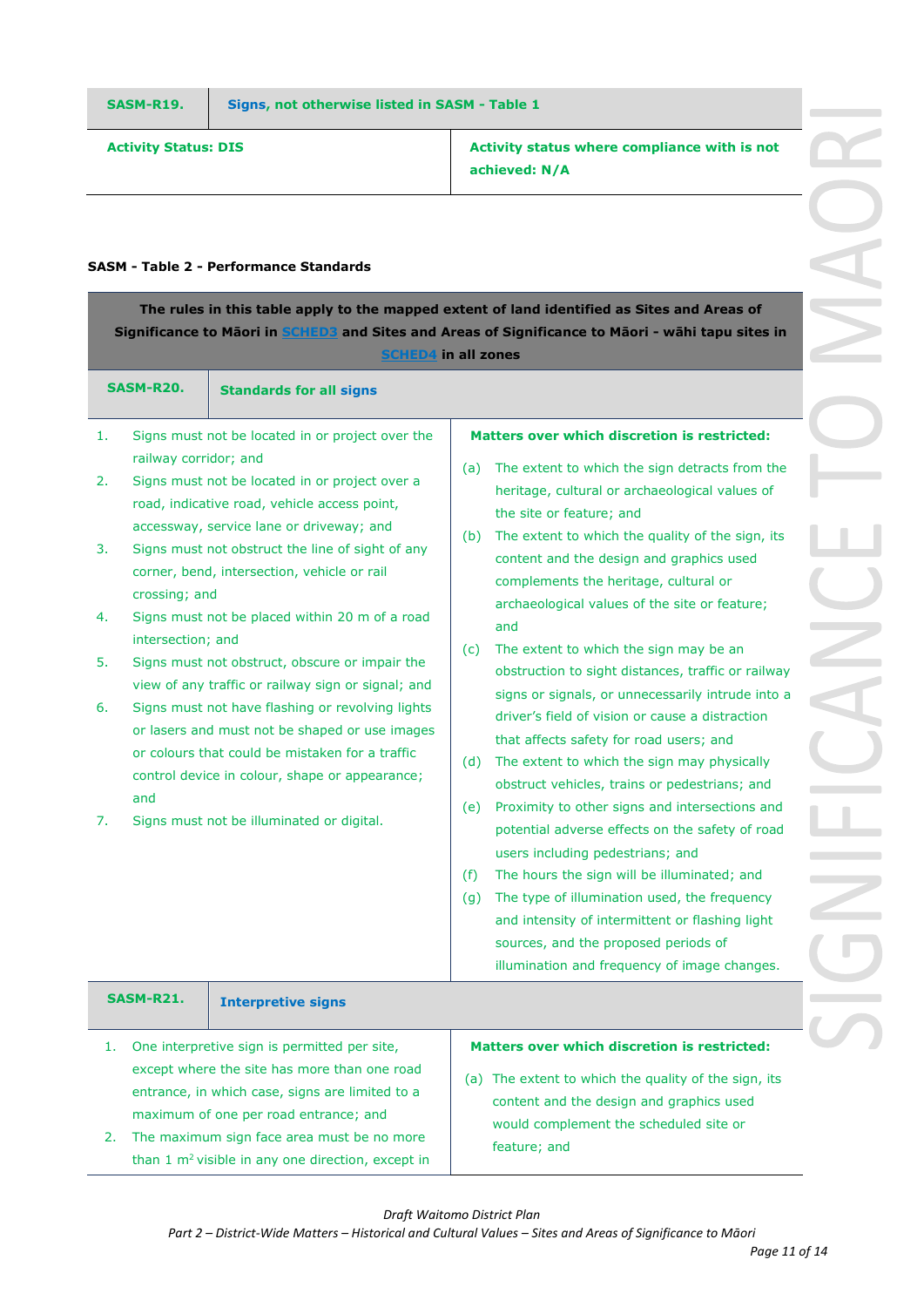| SASM-R19. | Signs, not otherwise listed in SASM - Table 1 |
|---|---|
| **Activity Status: DIS** | **Activity status where compliance with is not achieved: N/A** |

**SASM - Table 2 - Performance Standards**

**The rules in this table apply to the mapped extent of land identified as Sites and Areas of Significance to Māori in SCHED3 and Sites and Areas of Significance to Māori - wāhi tapu sites in SCHED4 in all zones**

| SASM-R20. | Standards for all signs |
|---|---|
| 1. Signs must not be located in or project over the railway corridor; and<br>2. Signs must not be located in or project over a road, indicative road, vehicle access point, accessway, service lane or driveway; and<br>3. Signs must not obstruct the line of sight of any corner, bend, intersection, vehicle or rail crossing; and<br>4. Signs must not be placed within 20 m of a road intersection; and<br>5. Signs must not obstruct, obscure or impair the view of any traffic or railway sign or signal; and<br>6. Signs must not have flashing or revolving lights or lasers and must not be shaped or use images or colours that could be mistaken for a traffic control device in colour, shape or appearance; and<br>7. Signs must not be illuminated or digital. | **Matters over which discretion is restricted:**<br>(a) The extent to which the sign detracts from the heritage, cultural or archaeological values of the site or feature; and<br>(b) The extent to which the quality of the sign, its content and the design and graphics used complements the heritage, cultural or archaeological values of the site or feature; and<br>(c) The extent to which the sign may be an obstruction to sight distances, traffic or railway signs or signals, or unnecessarily intrude into a driver's field of vision or cause a distraction that affects safety for road users; and<br>(d) The extent to which the sign may physically obstruct vehicles, trains or pedestrians; and<br>(e) Proximity to other signs and intersections and potential adverse effects on the safety of road users including pedestrians; and<br>(f) The hours the sign will be illuminated; and<br>(g) The type of illumination used, the frequency and intensity of intermittent or flashing light sources, and the proposed periods of illumination and frequency of image changes. |

| SASM-R21. | Interpretive signs |
|---|---|
| 1. One interpretive sign is permitted per site, except where the site has more than one road entrance, in which case, signs are limited to a maximum of one per road entrance; and<br>2. The maximum sign face area must be no more than 1 $m^2$ visible in any one direction, except in | **Matters over which discretion is restricted:**<br>(a) The extent to which the quality of the sign, its content and the design and graphics used would complement the scheduled site or feature; and |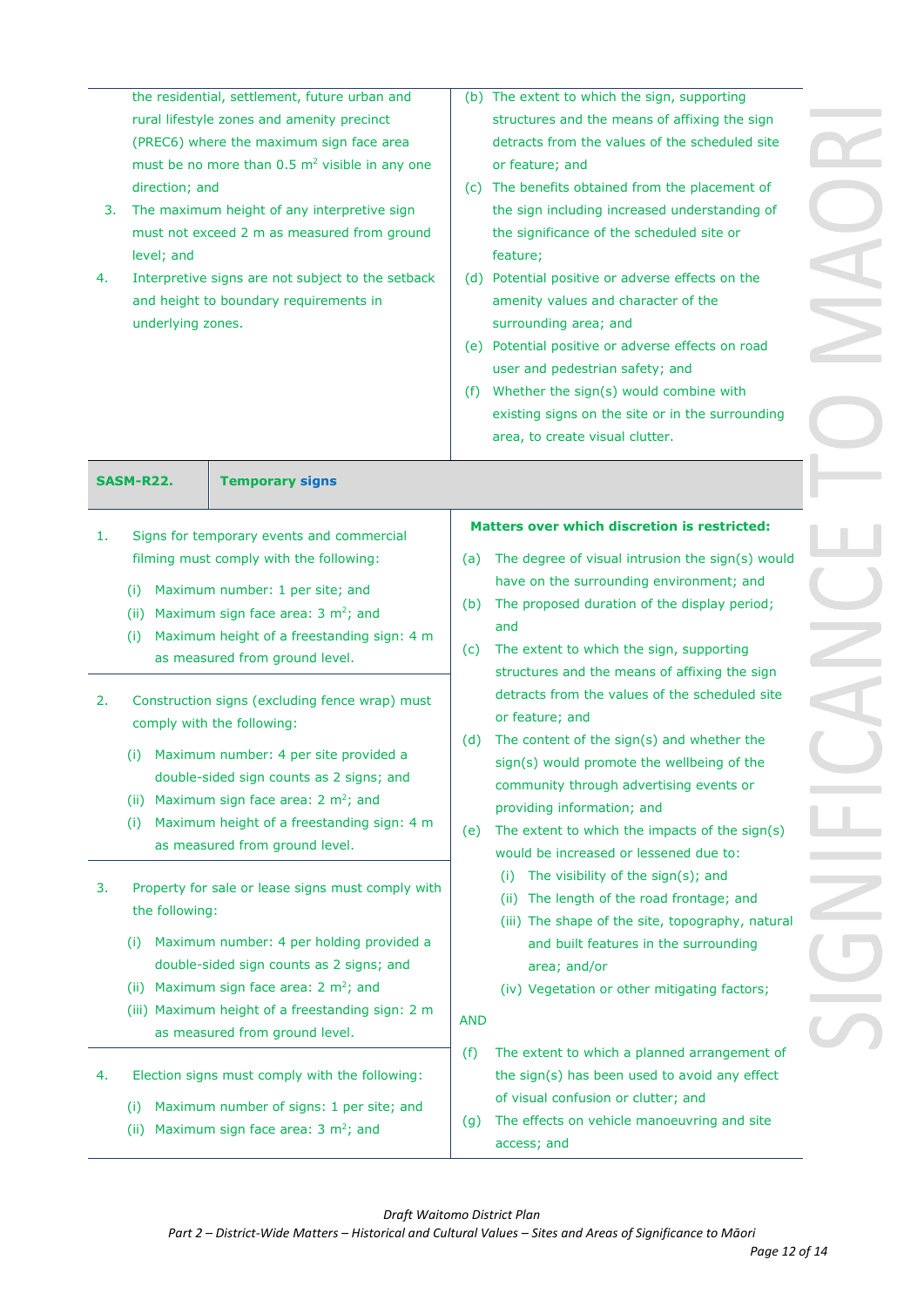| | |
|---|---|
| the residential, settlement, future urban and rural lifestyle zones and amenity precinct (PREC6) where the maximum sign face area must be no more than 0.5 $m^2$ visible in any one direction; and<br>3. The maximum height of any interpretive sign must not exceed 2 m as measured from ground level; and<br>4. Interpretive signs are not subject to the setback and height to boundary requirements in underlying zones. | (b) The extent to which the sign, supporting structures and the means of affixing the sign detracts from the values of the scheduled site or feature; and<br>(c) The benefits obtained from the placement of the sign including increased understanding of the significance of the scheduled site or feature;<br>(d) Potential positive or adverse effects on the amenity values and character of the surrounding area; and<br>(e) Potential positive or adverse effects on road user and pedestrian safety; and<br>(f) Whether the sign(s) would combine with existing signs on the site or in the surrounding area, to create visual clutter. |

| SASM-R22. | Temporary signs |
|---|---|
| 1. Signs for temporary events and commercial filming must comply with the following:<br>(i) Maximum number: 1 per site; and<br>(ii) Maximum sign face area: 3 $m^2$; and<br>(i) Maximum height of a freestanding sign: 4 m as measured from ground level.<br><br>2. Construction signs (excluding fence wrap) must comply with the following:<br>(i) Maximum number: 4 per site provided a double-sided sign counts as 2 signs; and<br>(ii) Maximum sign face area: 2 $m^2$; and<br>(i) Maximum height of a freestanding sign: 4 m as measured from ground level.<br><br>3. Property for sale or lease signs must comply with the following:<br>(i) Maximum number: 4 per holding provided a double-sided sign counts as 2 signs; and<br>(ii) Maximum sign face area: 2 $m^2$; and<br>(iii) Maximum height of a freestanding sign: 2 m as measured from ground level.<br><br>4. Election signs must comply with the following:<br>(i) Maximum number of signs: 1 per site; and<br>(ii) Maximum sign face area: 3 $m^2$; and | **Matters over which discretion is restricted:**<br>(a) The degree of visual intrusion the sign(s) would have on the surrounding environment; and<br>(b) The proposed duration of the display period; and<br>(c) The extent to which the sign, supporting structures and the means of affixing the sign detracts from the values of the scheduled site or feature; and<br>(d) The content of the sign(s) and whether the sign(s) would promote the wellbeing of the community through advertising events or providing information; and<br>(e) The extent to which the impacts of the sign(s) would be increased or lessened due to:<br>(i) The visibility of the sign(s); and<br>(ii) The length of the road frontage; and<br>(iii) The shape of the site, topography, natural and built features in the surrounding area; and/or<br>(iv) Vegetation or other mitigating factors;<br><br>AND<br><br>(f) The extent to which a planned arrangement of the sign(s) has been used to avoid any effect of visual confusion or clutter; and<br>(g) The effects on vehicle manoeuvring and site access; and |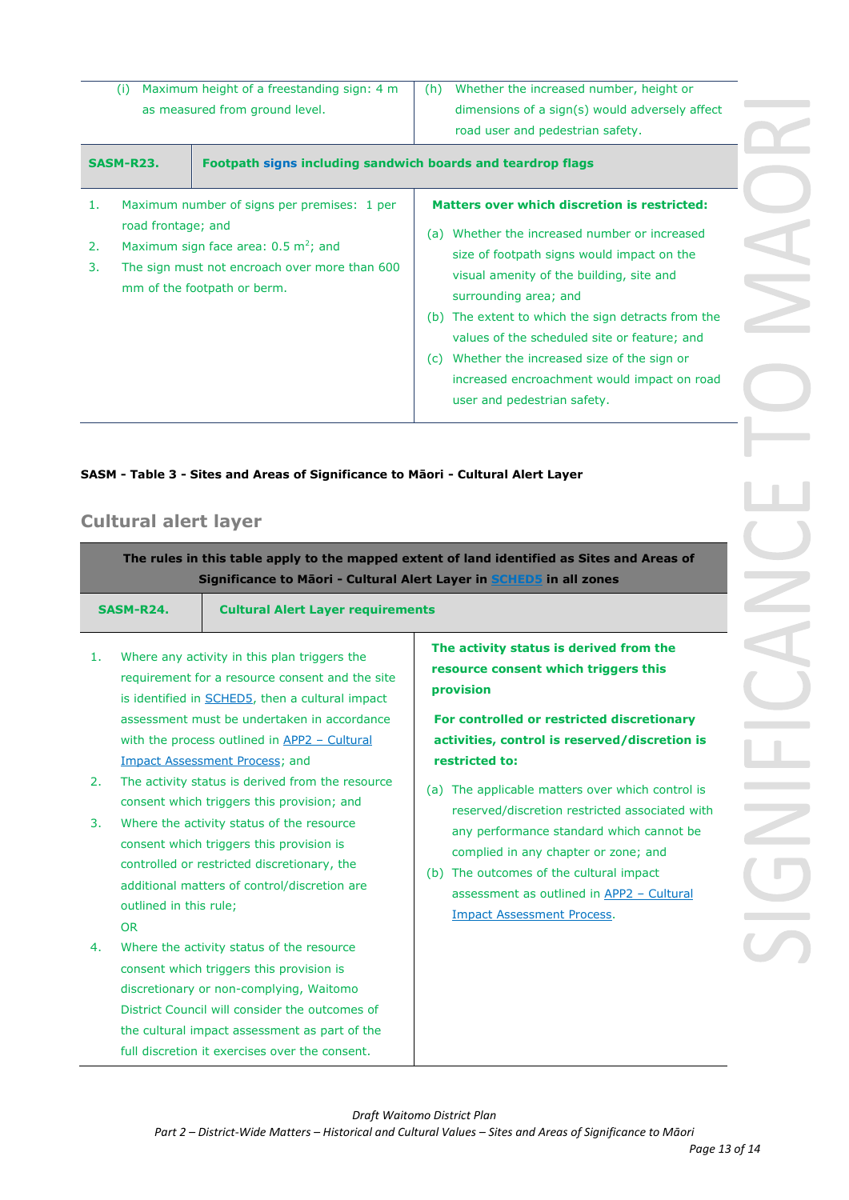| | |
|---|---|
| (i) Maximum height of a freestanding sign: 4 m as measured from ground level. | (h) Whether the increased number, height or dimensions of a sign(s) would adversely affect road user and pedestrian safety. |

| **SASM-R23.** | **Footpath signs including sandwich boards and teardrop flags** |
|---|---|
| 1. Maximum number of signs per premises: 1 per road frontage; and<br>2. Maximum sign face area: 0.5 m$^2$; and<br>3. The sign must not encroach over more than 600 mm of the footpath or berm. | **Matters over which discretion is restricted:**<br>(a) Whether the increased number or increased size of footpath signs would impact on the visual amenity of the building, site and surrounding area; and<br>(b) The extent to which the sign detracts from the values of the scheduled site or feature; and<br>(c) Whether the increased size of the sign or increased encroachment would impact on road user and pedestrian safety. |

**SASM - Table 3 - Sites and Areas of Significance to Māori - Cultural Alert Layer**

## Cultural alert layer

| **The rules in this table apply to the mapped extent of land identified as Sites and Areas of Significance to Māori - Cultural Alert Layer in SCHED5 in all zones** | |
|---|---|
| **SASM-R24.** | **Cultural Alert Layer requirements** |
| 1. Where any activity in this plan triggers the requirement for a resource consent and the site is identified in SCHED5, then a cultural impact assessment must be undertaken in accordance with the process outlined in APP2 – Cultural Impact Assessment Process; and<br>2. The activity status is derived from the resource consent which triggers this provision; and<br>3. Where the activity status of the resource consent which triggers this provision is controlled or restricted discretionary, the additional matters of control/discretion are outlined in this rule;<br>OR<br>4. Where the activity status of the resource consent which triggers this provision is discretionary or non-complying, Waitomo District Council will consider the outcomes of the cultural impact assessment as part of the full discretion it exercises over the consent. | **The activity status is derived from the resource consent which triggers this provision**<br><br>**For controlled or restricted discretionary activities, control is reserved/discretion is restricted to:**<br>(a) The applicable matters over which control is reserved/discretion restricted associated with any performance standard which cannot be complied in any chapter or zone; and<br>(b) The outcomes of the cultural impact assessment as outlined in APP2 – Cultural Impact Assessment Process. |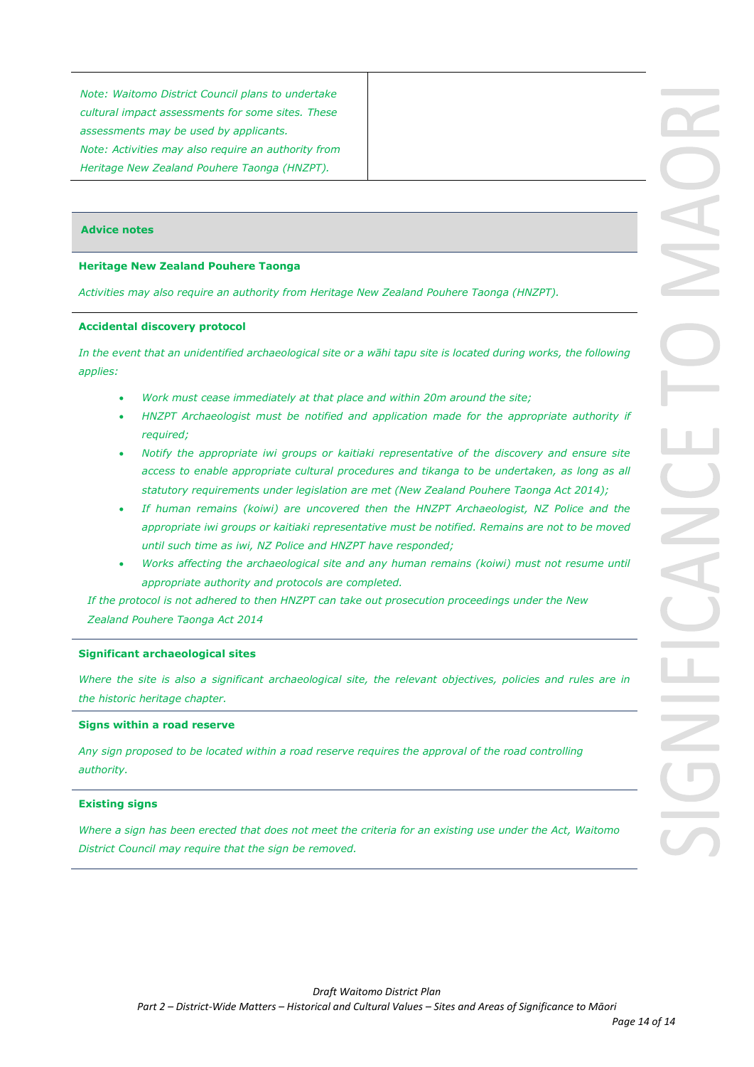| | |
|---|---|
| *Note: Waitomo District Council plans to undertake cultural impact assessments for some sites. These assessments may be used by applicants.*<br>*Note: Activities may also require an authority from Heritage New Zealand Pouhere Taonga (HNZPT).* | |

## Advice notes

**Heritage New Zealand Pouhere Taonga**

*Activities may also require an authority from Heritage New Zealand Pouhere Taonga (HNZPT).*

**Accidental discovery protocol**

*In the event that an unidentified archaeological site or a wāhi tapu site is located during works, the following applies:*

- *Work must cease immediately at that place and within 20m around the site;*
- *HNZPT Archaeologist must be notified and application made for the appropriate authority if required;*
- *Notify the appropriate iwi groups or kaitiaki representative of the discovery and ensure site access to enable appropriate cultural procedures and tikanga to be undertaken, as long as all statutory requirements under legislation are met (New Zealand Pouhere Taonga Act 2014);*
- *If human remains (koiwi) are uncovered then the HNZPT Archaeologist, NZ Police and the appropriate iwi groups or kaitiaki representative must be notified. Remains are not to be moved until such time as iwi, NZ Police and HNZPT have responded;*
- *Works affecting the archaeological site and any human remains (koiwi) must not resume until appropriate authority and protocols are completed.*

*If the protocol is not adhered to then HNZPT can take out prosecution proceedings under the New Zealand Pouhere Taonga Act 2014*

**Significant archaeological sites**

*Where the site is also a significant archaeological site, the relevant objectives, policies and rules are in the historic heritage chapter.*

**Signs within a road reserve**

*Any sign proposed to be located within a road reserve requires the approval of the road controlling authority.*

**Existing signs**

*Where a sign has been erected that does not meet the criteria for an existing use under the Act, Waitomo District Council may require that the sign be removed.*